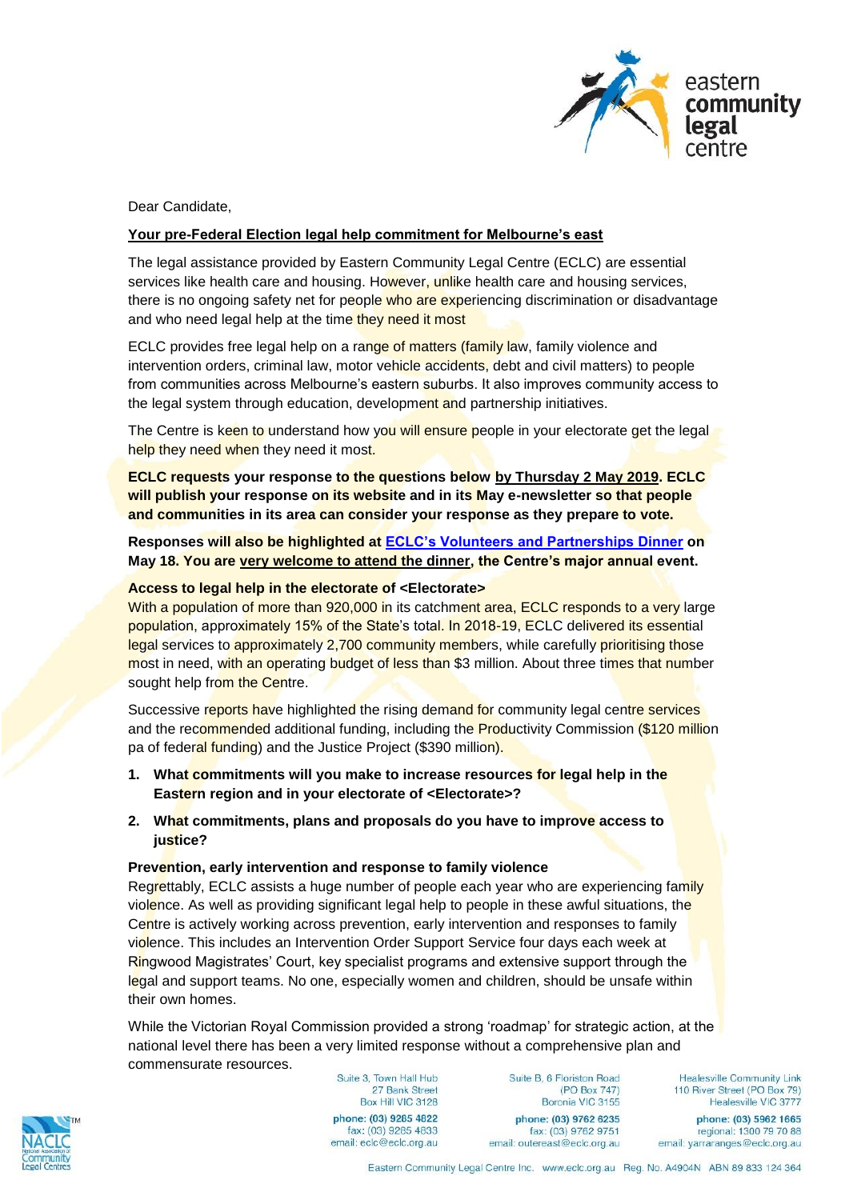Dear Candidate,

**Your pre-Federal Election legal help commitment for Melbourne's east**

The legal assistance provided by Eastern Community Legal Centre (ECLC) are essential services like health care and housing. However, unlike health care and housing services, there is no ongoing safety net for people who are experiencing discrimination or disadvantage and who need legal help at the time they need it most

ECLC provides free legal help on a range of matters (family law, family violence and intervention orders, criminal law, motor vehicle accidents, debt and civil matters) to people from communities across Melbourne's eastern suburbs. It also improves community access to the legal system through education, development and partnership initiatives.

The Centre is keen to understand how you will ensure people in your electorate get the legal help they need when they need it most.

**ECLC requests your response to the questions below by Thursday 2 May 2019. ECLC will publish your response on its website and in its May e-newsletter so that people and communities in its area can consider your response as they prepare to vote.**

**Responses will also be highlighted at ECLC's Volunteers and Partnerships Dinner on May 18. You are very welcome to attend the dinner, the Centre's major annual event.**

**Access to legal help in the electorate of <Electorate>**

With a population of more than 920,000 in its catchment area, ECLC responds to a very large population, approximately 15% of the State's total. In 2018-19, ECLC delivered its essential legal services to approximately 2,700 community members, while carefully prioritising those most in need, with an operating budget of less than $3 million. About three times that number sought help from the Centre.

Successive reports have highlighted the rising demand for community legal centre services and the recommended additional funding, including the Productivity Commission ($120 million pa of federal funding) and the Justice Project ($390 million).

1. **What commitments will you make to increase resources for legal help in the Eastern region and in your electorate of <Electorate>?**
2. **What commitments, plans and proposals do you have to improve access to justice?**

**Prevention, early intervention and response to family violence**

Regrettably, ECLC assists a huge number of people each year who are experiencing family violence. As well as providing significant legal help to people in these awful situations, the Centre is actively working across prevention, early intervention and responses to family violence. This includes an Intervention Order Support Service four days each week at Ringwood Magistrates' Court, key specialist programs and extensive support through the legal and support teams. No one, especially women and children, should be unsafe within their own homes.

While the Victorian Royal Commission provided a strong 'roadmap' for strategic action, at the national level there has been a very limited response without a comprehensive plan and commensurate resources.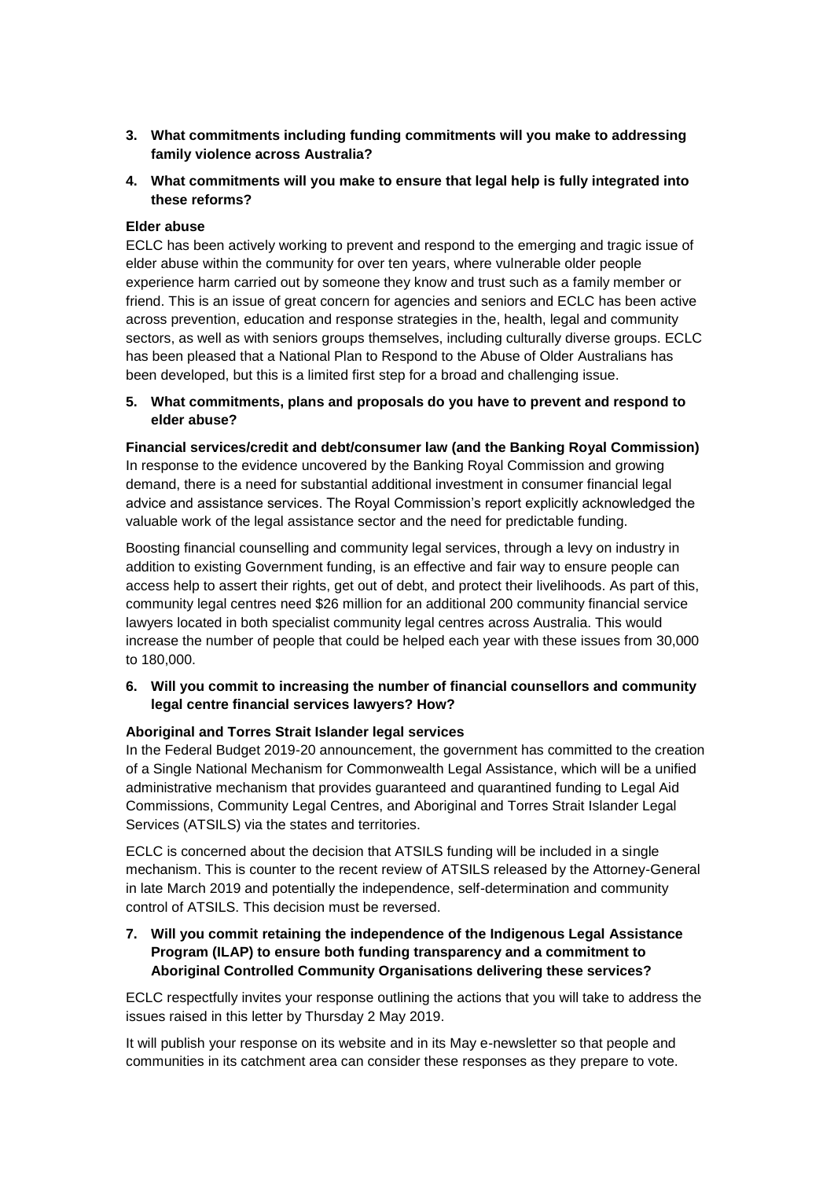3. **What commitments including funding commitments will you make to addressing family violence across Australia?**
4. **What commitments will you make to ensure that legal help is fully integrated into these reforms?**

**Elder abuse**

ECLC has been actively working to prevent and respond to the emerging and tragic issue of elder abuse within the community for over ten years, where vulnerable older people experience harm carried out by someone they know and trust such as a family member or friend. This is an issue of great concern for agencies and seniors and ECLC has been active across prevention, education and response strategies in the, health, legal and community sectors, as well as with seniors groups themselves, including culturally diverse groups. ECLC has been pleased that a National Plan to Respond to the Abuse of Older Australians has been developed, but this is a limited first step for a broad and challenging issue.

5. **What commitments, plans and proposals do you have to prevent and respond to elder abuse?**

**Financial services/credit and debt/consumer law (and the Banking Royal Commission)**

In response to the evidence uncovered by the Banking Royal Commission and growing demand, there is a need for substantial additional investment in consumer financial legal advice and assistance services. The Royal Commission's report explicitly acknowledged the valuable work of the legal assistance sector and the need for predictable funding.

Boosting financial counselling and community legal services, through a levy on industry in addition to existing Government funding, is an effective and fair way to ensure people can access help to assert their rights, get out of debt, and protect their livelihoods. As part of this, community legal centres need $26 million for an additional 200 community financial service lawyers located in both specialist community legal centres across Australia. This would increase the number of people that could be helped each year with these issues from 30,000 to 180,000.

6. **Will you commit to increasing the number of financial counsellors and community legal centre financial services lawyers? How?**

**Aboriginal and Torres Strait Islander legal services**

In the Federal Budget 2019-20 announcement, the government has committed to the creation of a Single National Mechanism for Commonwealth Legal Assistance, which will be a unified administrative mechanism that provides guaranteed and quarantined funding to Legal Aid Commissions, Community Legal Centres, and Aboriginal and Torres Strait Islander Legal Services (ATSILS) via the states and territories.

ECLC is concerned about the decision that ATSILS funding will be included in a single mechanism. This is counter to the recent review of ATSILS released by the Attorney-General in late March 2019 and potentially the independence, self-determination and community control of ATSILS. This decision must be reversed.

7. **Will you commit retaining the independence of the Indigenous Legal Assistance Program (ILAP) to ensure both funding transparency and a commitment to Aboriginal Controlled Community Organisations delivering these services?**

ECLC respectfully invites your response outlining the actions that you will take to address the issues raised in this letter by Thursday 2 May 2019.

It will publish your response on its website and in its May e-newsletter so that people and communities in its catchment area can consider these responses as they prepare to vote.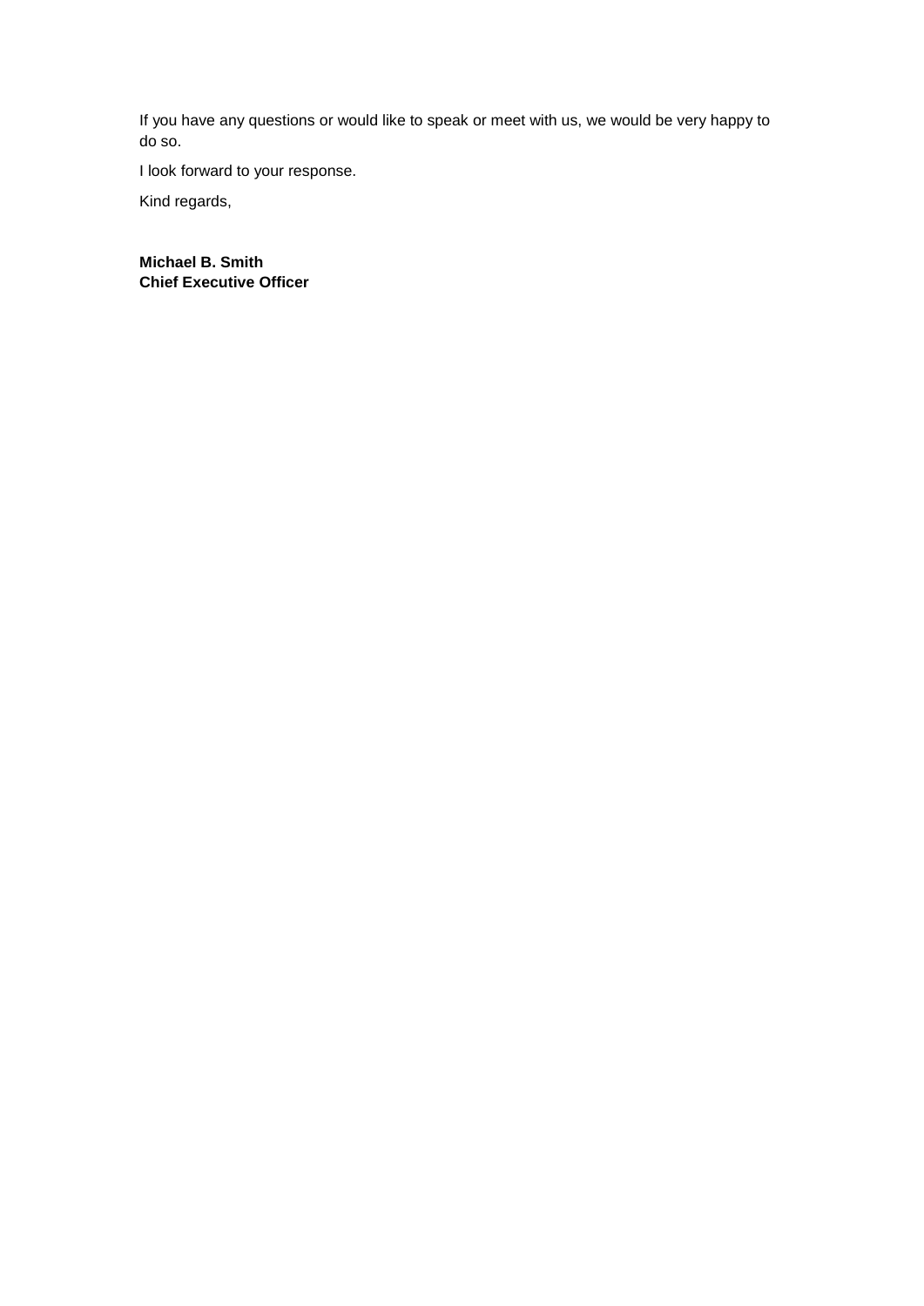If you have any questions or would like to speak or meet with us, we would be very happy to do so.

I look forward to your response.

Kind regards,

**Michael B. Smith**
**Chief Executive Officer**